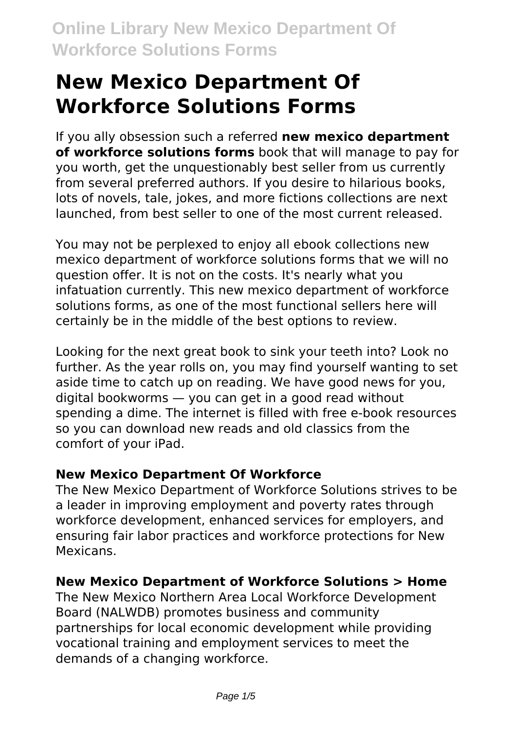# New Mexico Department Of Workforce Solutions Forms

If you ally obsession such a referred **new mexico department of workforce solutions forms** book that will manage to pay for you worth, get the unquestionably best seller from us currently from several preferred authors. If you desire to hilarious books, lots of novels, tale, jokes, and more fictions collections are next launched, from best seller to one of the most current released.

You may not be perplexed to enjoy all ebook collections new mexico department of workforce solutions forms that we will no question offer. It is not on the costs. It's nearly what you infatuation currently. This new mexico department of workforce solutions forms, as one of the most functional sellers here will certainly be in the middle of the best options to review.

Looking for the next great book to sink your teeth into? Look no further. As the year rolls on, you may find yourself wanting to set aside time to catch up on reading. We have good news for you, digital bookworms — you can get in a good read without spending a dime. The internet is filled with free e-book resources so you can download new reads and old classics from the comfort of your iPad.

### New Mexico Department Of Workforce

The New Mexico Department of Workforce Solutions strives to be a leader in improving employment and poverty rates through workforce development, enhanced services for employers, and ensuring fair labor practices and workforce protections for New Mexicans.

### New Mexico Department of Workforce Solutions > Home

The New Mexico Northern Area Local Workforce Development Board (NALWDB) promotes business and community partnerships for local economic development while providing vocational training and employment services to meet the demands of a changing workforce.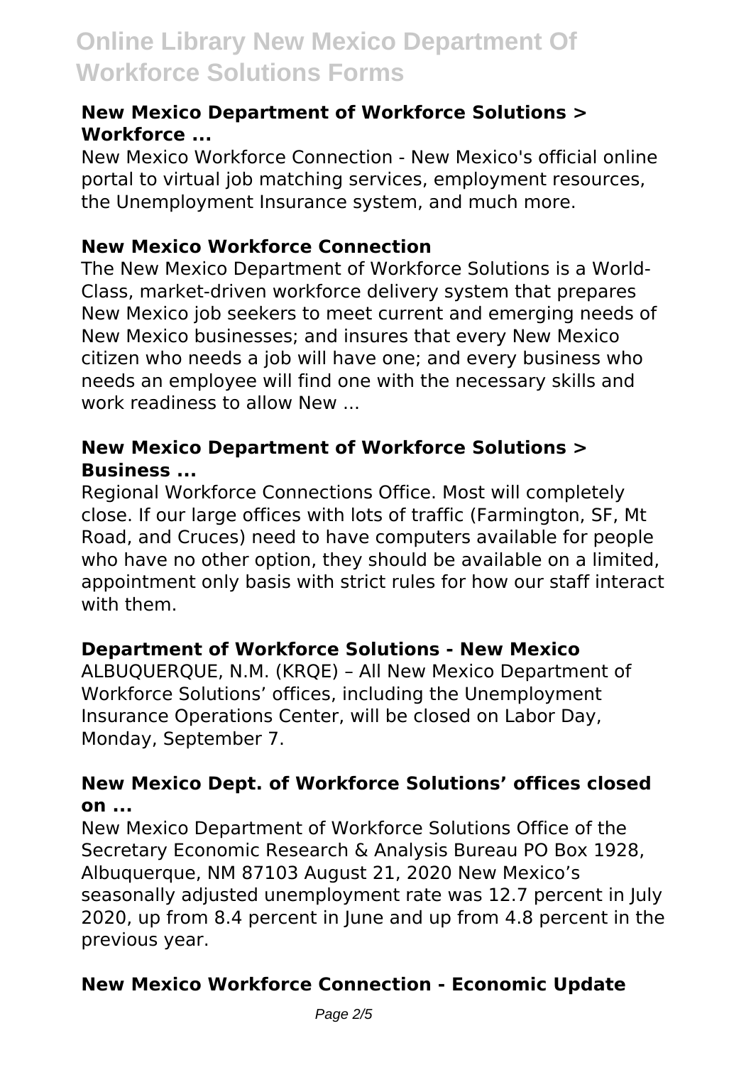### New Mexico Department of Workforce Solutions > Workforce ...

New Mexico Workforce Connection - New Mexico's official online portal to virtual job matching services, employment resources, the Unemployment Insurance system, and much more.

### New Mexico Workforce Connection

The New Mexico Department of Workforce Solutions is a World-Class, market-driven workforce delivery system that prepares New Mexico job seekers to meet current and emerging needs of New Mexico businesses; and insures that every New Mexico citizen who needs a job will have one; and every business who needs an employee will find one with the necessary skills and work readiness to allow New ...

### New Mexico Department of Workforce Solutions > Business ...

Regional Workforce Connections Office. Most will completely close. If our large offices with lots of traffic (Farmington, SF, Mt Road, and Cruces) need to have computers available for people who have no other option, they should be available on a limited, appointment only basis with strict rules for how our staff interact with them.

### Department of Workforce Solutions - New Mexico

ALBUQUERQUE, N.M. (KRQE) – All New Mexico Department of Workforce Solutions' offices, including the Unemployment Insurance Operations Center, will be closed on Labor Day, Monday, September 7.

### New Mexico Dept. of Workforce Solutions' offices closed on ...

New Mexico Department of Workforce Solutions Office of the Secretary Economic Research & Analysis Bureau PO Box 1928, Albuquerque, NM 87103 August 21, 2020 New Mexico's seasonally adjusted unemployment rate was 12.7 percent in July 2020, up from 8.4 percent in June and up from 4.8 percent in the previous year.

### New Mexico Workforce Connection - Economic Update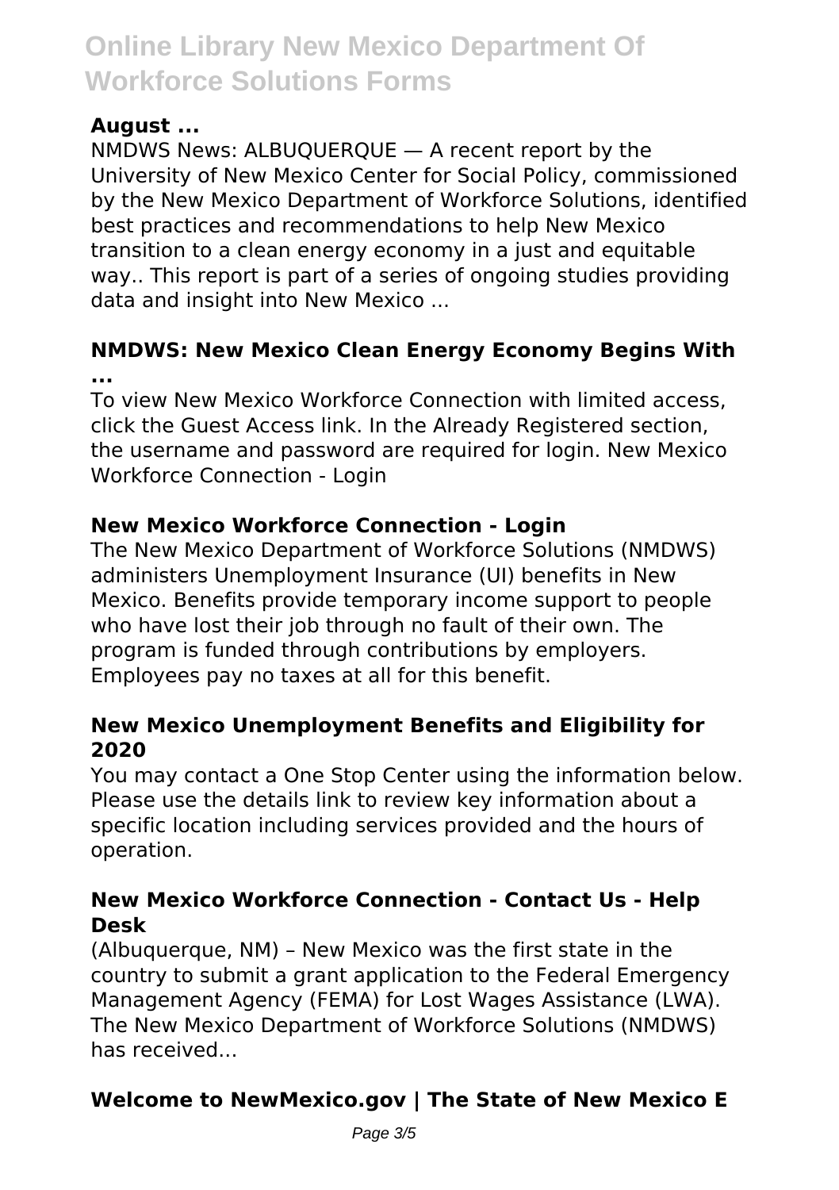### August ...

NMDWS News: ALBUQUERQUE — A recent report by the University of New Mexico Center for Social Policy, commissioned by the New Mexico Department of Workforce Solutions, identified best practices and recommendations to help New Mexico transition to a clean energy economy in a just and equitable way.. This report is part of a series of ongoing studies providing data and insight into New Mexico ...

### NMDWS: New Mexico Clean Energy Economy Begins With ...

To view New Mexico Workforce Connection with limited access, click the Guest Access link. In the Already Registered section, the username and password are required for login. New Mexico Workforce Connection - Login

### New Mexico Workforce Connection - Login

The New Mexico Department of Workforce Solutions (NMDWS) administers Unemployment Insurance (UI) benefits in New Mexico. Benefits provide temporary income support to people who have lost their job through no fault of their own. The program is funded through contributions by employers. Employees pay no taxes at all for this benefit.

### New Mexico Unemployment Benefits and Eligibility for 2020

You may contact a One Stop Center using the information below. Please use the details link to review key information about a specific location including services provided and the hours of operation.

### New Mexico Workforce Connection - Contact Us - Help Desk

(Albuquerque, NM) – New Mexico was the first state in the country to submit a grant application to the Federal Emergency Management Agency (FEMA) for Lost Wages Assistance (LWA). The New Mexico Department of Workforce Solutions (NMDWS) has received...

### Welcome to NewMexico.gov | The State of New Mexico E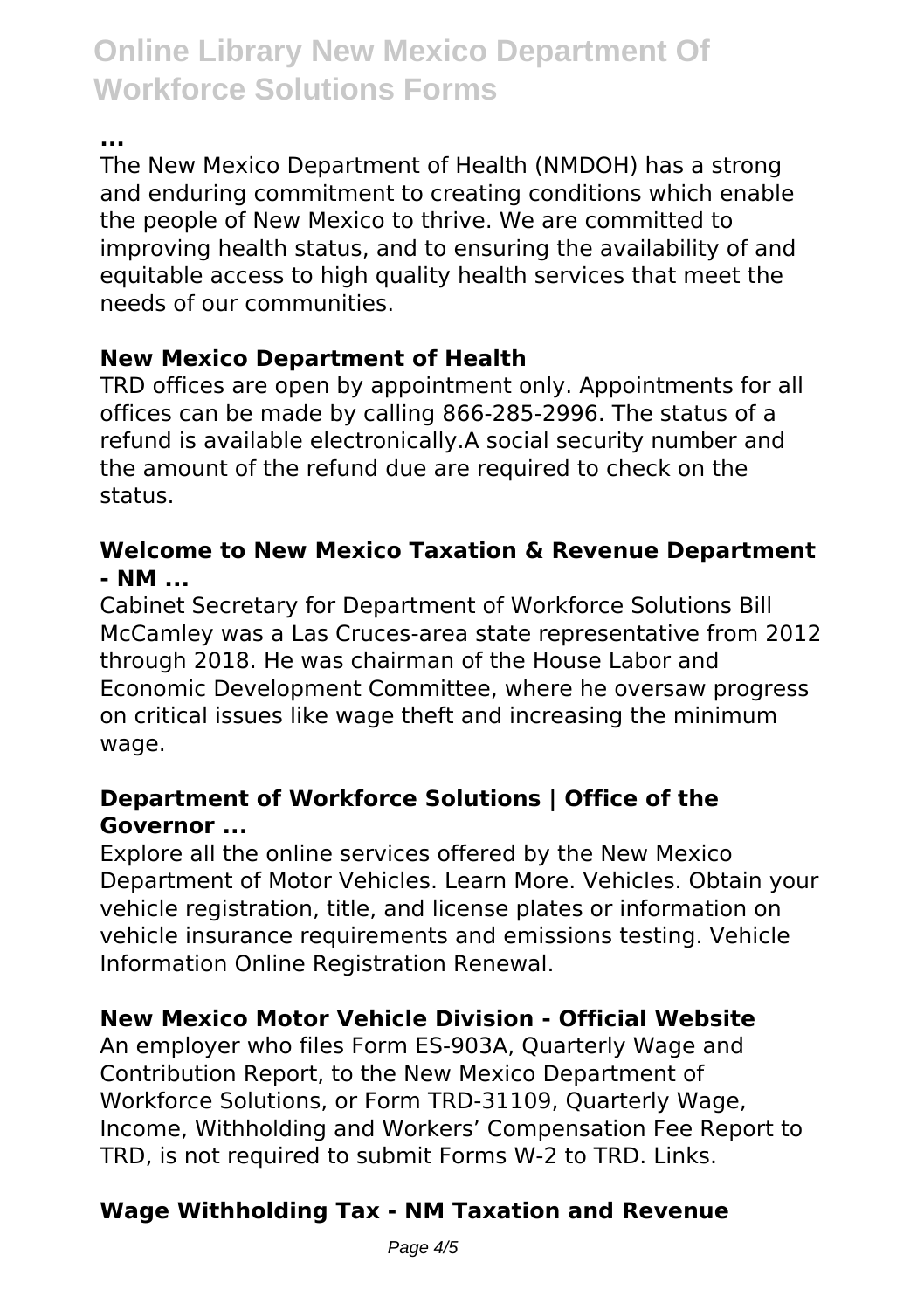**...**

The New Mexico Department of Health (NMDOH) has a strong and enduring commitment to creating conditions which enable the people of New Mexico to thrive. We are committed to improving health status, and to ensuring the availability of and equitable access to high quality health services that meet the needs of our communities.

### New Mexico Department of Health

TRD offices are open by appointment only. Appointments for all offices can be made by calling 866-285-2996. The status of a refund is available electronically.A social security number and the amount of the refund due are required to check on the status.

### Welcome to New Mexico Taxation & Revenue Department - NM ...

Cabinet Secretary for Department of Workforce Solutions Bill McCamley was a Las Cruces-area state representative from 2012 through 2018. He was chairman of the House Labor and Economic Development Committee, where he oversaw progress on critical issues like wage theft and increasing the minimum wage.

### Department of Workforce Solutions | Office of the Governor ...

Explore all the online services offered by the New Mexico Department of Motor Vehicles. Learn More. Vehicles. Obtain your vehicle registration, title, and license plates or information on vehicle insurance requirements and emissions testing. Vehicle Information Online Registration Renewal.

### New Mexico Motor Vehicle Division - Official Website

An employer who files Form ES-903A, Quarterly Wage and Contribution Report, to the New Mexico Department of Workforce Solutions, or Form TRD-31109, Quarterly Wage, Income, Withholding and Workers' Compensation Fee Report to TRD, is not required to submit Forms W-2 to TRD. Links.

### Wage Withholding Tax - NM Taxation and Revenue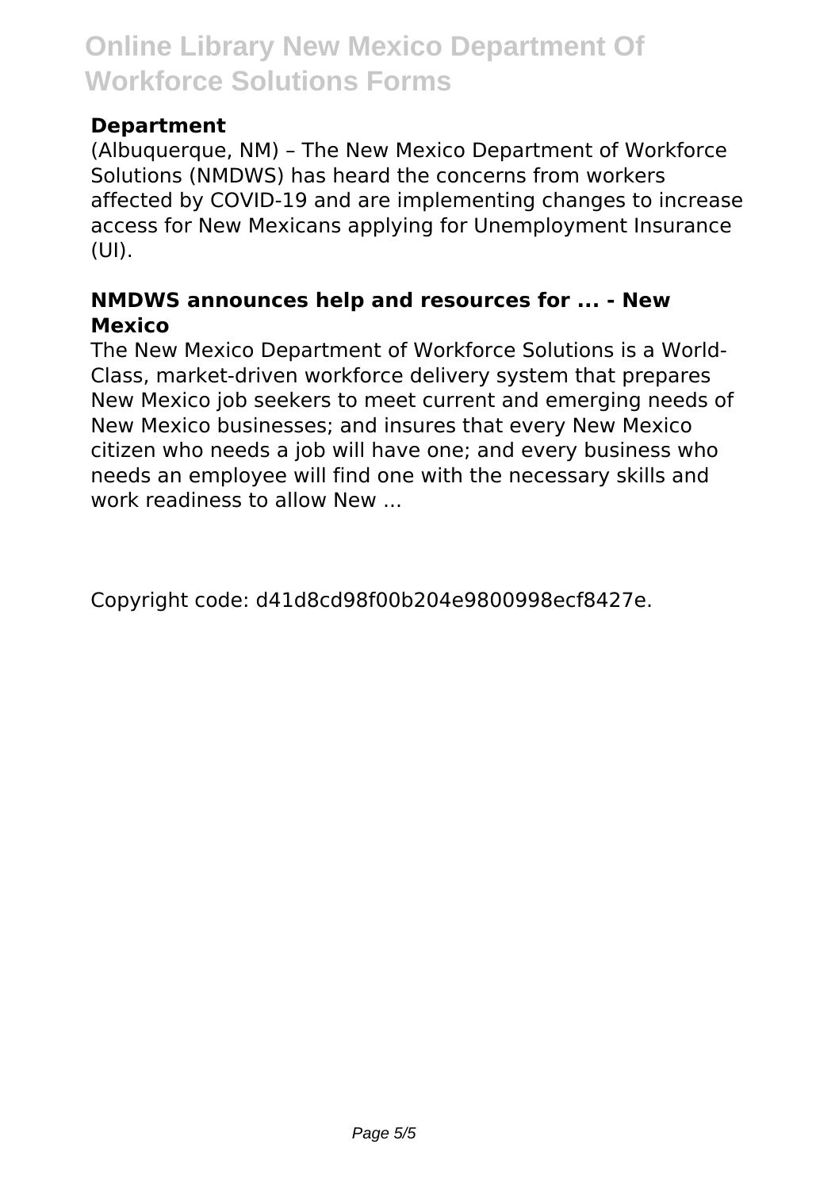### Department

(Albuquerque, NM) – The New Mexico Department of Workforce Solutions (NMDWS) has heard the concerns from workers affected by COVID-19 and are implementing changes to increase access for New Mexicans applying for Unemployment Insurance (UI).

### NMDWS announces help and resources for ... - New Mexico

The New Mexico Department of Workforce Solutions is a World-Class, market-driven workforce delivery system that prepares New Mexico job seekers to meet current and emerging needs of New Mexico businesses; and insures that every New Mexico citizen who needs a job will have one; and every business who needs an employee will find one with the necessary skills and work readiness to allow New ...

Copyright code: d41d8cd98f00b204e9800998ecf8427e.